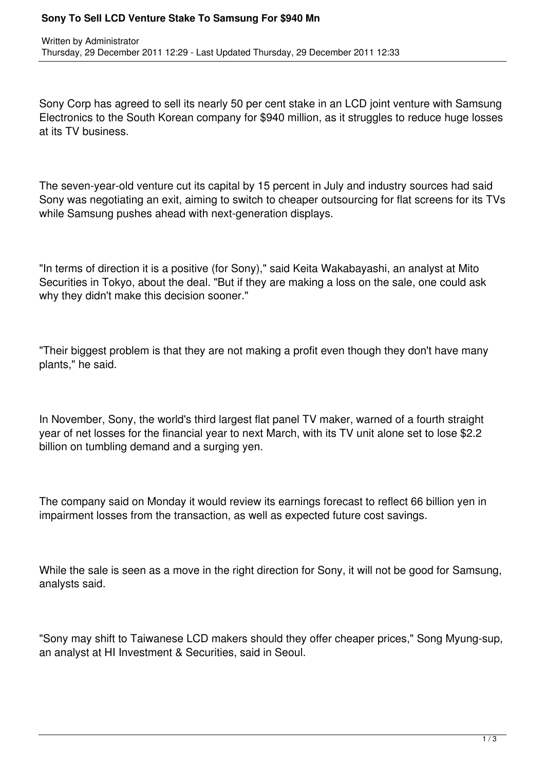# Sony To Sell LCD Venture Stake To Samsung For $940 Mn

Written by Administrator
Thursday, 29 December 2011 12:29 - Last Updated Thursday, 29 December 2011 12:33

Sony Corp has agreed to sell its nearly 50 per cent stake in an LCD joint venture with Samsung Electronics to the South Korean company for $940 million, as it struggles to reduce huge losses at its TV business.

The seven-year-old venture cut its capital by 15 percent in July and industry sources had said Sony was negotiating an exit, aiming to switch to cheaper outsourcing for flat screens for its TVs while Samsung pushes ahead with next-generation displays.

"In terms of direction it is a positive (for Sony)," said Keita Wakabayashi, an analyst at Mito Securities in Tokyo, about the deal. "But if they are making a loss on the sale, one could ask why they didn't make this decision sooner."

"Their biggest problem is that they are not making a profit even though they don't have many plants," he said.

In November, Sony, the world's third largest flat panel TV maker, warned of a fourth straight year of net losses for the financial year to next March, with its TV unit alone set to lose $2.2 billion on tumbling demand and a surging yen.

The company said on Monday it would review its earnings forecast to reflect 66 billion yen in impairment losses from the transaction, as well as expected future cost savings.

While the sale is seen as a move in the right direction for Sony, it will not be good for Samsung, analysts said.

"Sony may shift to Taiwanese LCD makers should they offer cheaper prices," Song Myung-sup, an analyst at HI Investment & Securities, said in Seoul.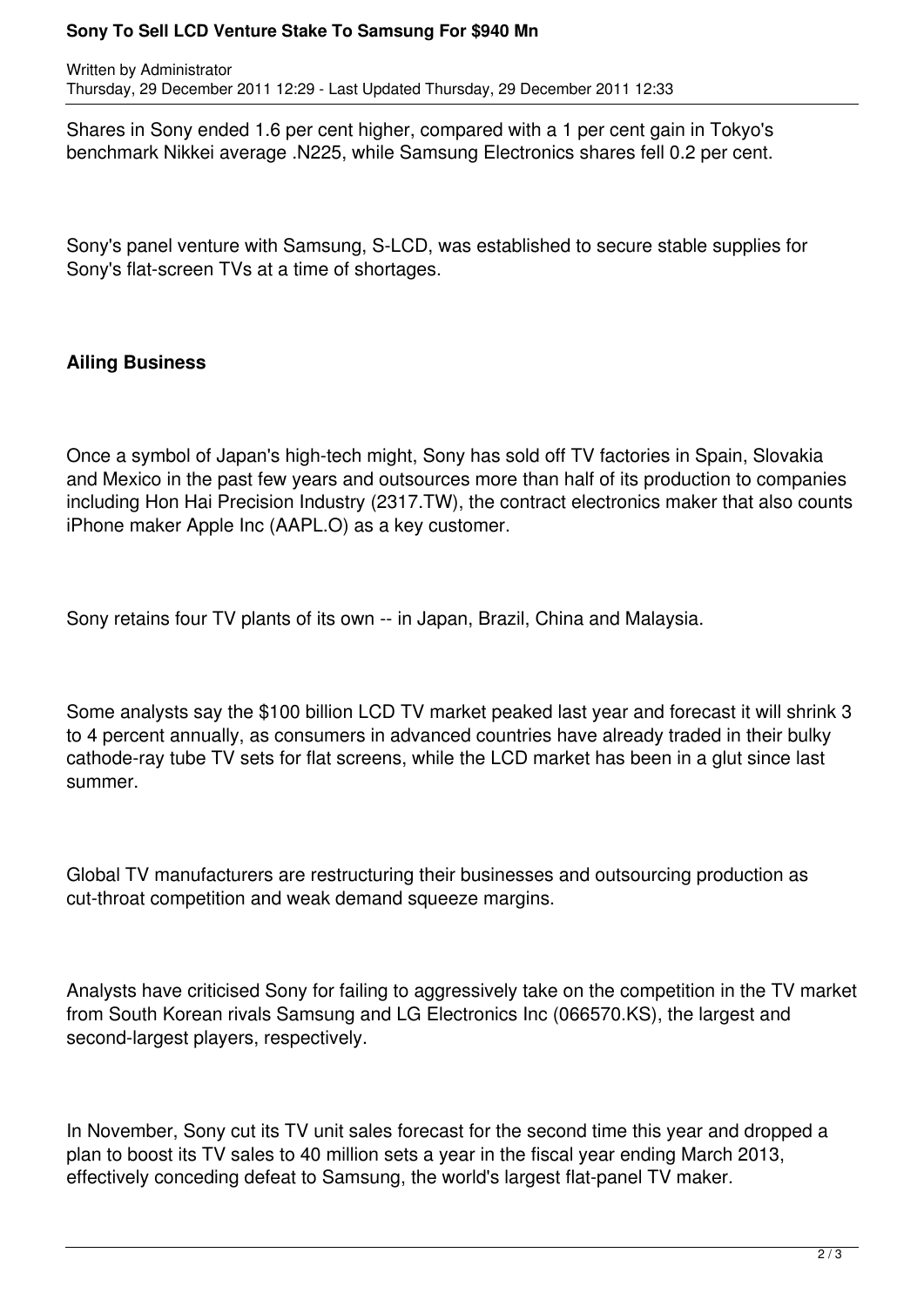Shares in Sony ended 1.6 per cent higher, compared with a 1 per cent gain in Tokyo's benchmark Nikkei average .N225, while Samsung Electronics shares fell 0.2 per cent.

Sony's panel venture with Samsung, S-LCD, was established to secure stable supplies for Sony's flat-screen TVs at a time of shortages.

**Ailing Business**

Once a symbol of Japan's high-tech might, Sony has sold off TV factories in Spain, Slovakia and Mexico in the past few years and outsources more than half of its production to companies including Hon Hai Precision Industry (2317.TW), the contract electronics maker that also counts iPhone maker Apple Inc (AAPL.O) as a key customer.

Sony retains four TV plants of its own -- in Japan, Brazil, China and Malaysia.

Some analysts say the $100 billion LCD TV market peaked last year and forecast it will shrink 3 to 4 percent annually, as consumers in advanced countries have already traded in their bulky cathode-ray tube TV sets for flat screens, while the LCD market has been in a glut since last summer.

Global TV manufacturers are restructuring their businesses and outsourcing production as cut-throat competition and weak demand squeeze margins.

Analysts have criticised Sony for failing to aggressively take on the competition in the TV market from South Korean rivals Samsung and LG Electronics Inc (066570.KS), the largest and second-largest players, respectively.

In November, Sony cut its TV unit sales forecast for the second time this year and dropped a plan to boost its TV sales to 40 million sets a year in the fiscal year ending March 2013, effectively conceding defeat to Samsung, the world's largest flat-panel TV maker.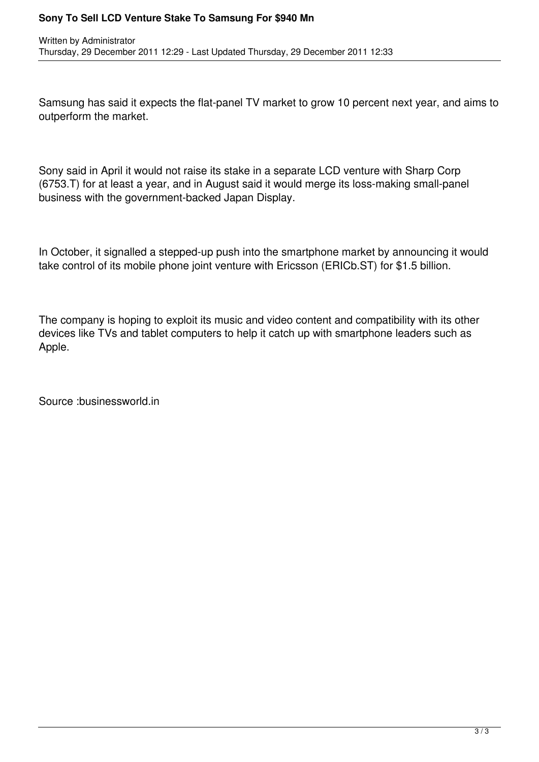Samsung has said it expects the flat-panel TV market to grow 10 percent next year, and aims to outperform the market.

Sony said in April it would not raise its stake in a separate LCD venture with Sharp Corp (6753.T) for at least a year, and in August said it would merge its loss-making small-panel business with the government-backed Japan Display.

In October, it signalled a stepped-up push into the smartphone market by announcing it would take control of its mobile phone joint venture with Ericsson (ERICb.ST) for $1.5 billion.

The company is hoping to exploit its music and video content and compatibility with its other devices like TVs and tablet computers to help it catch up with smartphone leaders such as Apple.

Source :businessworld.in